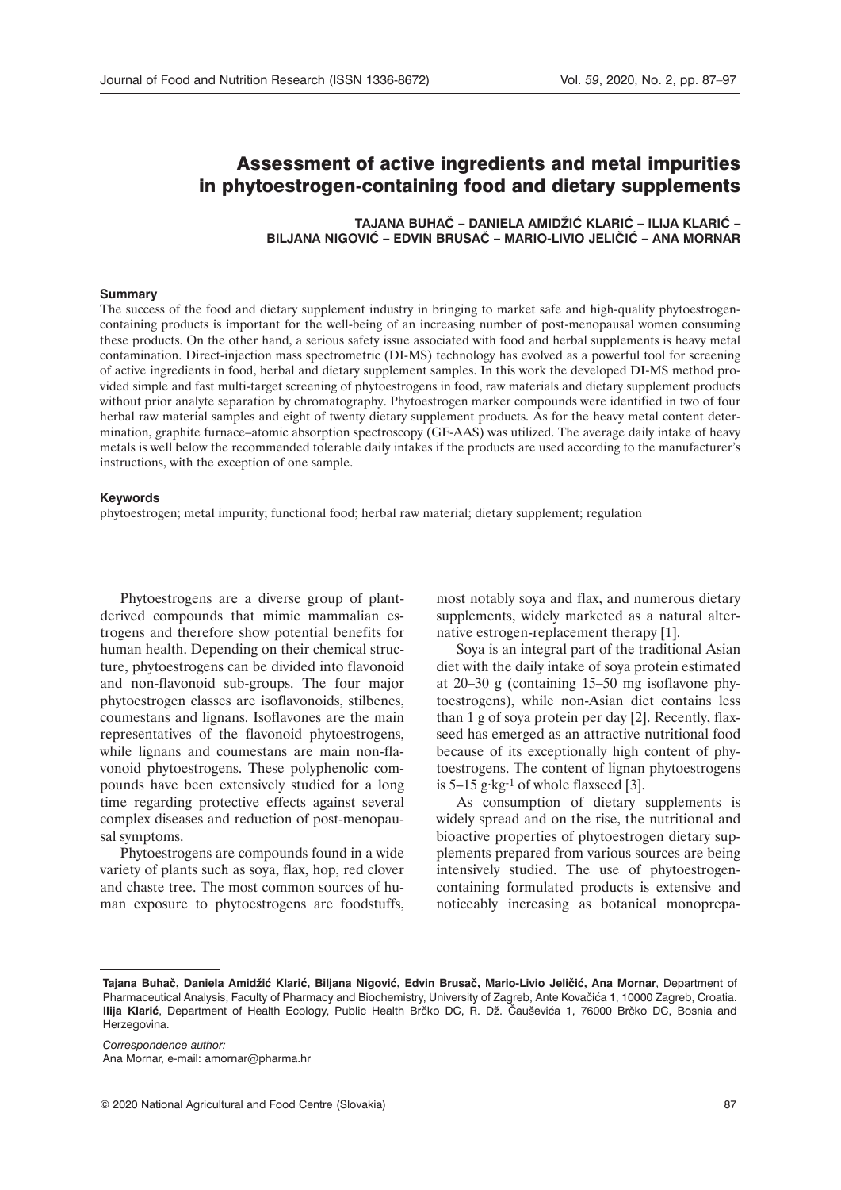# Assessment of active ingredients and metal impurities in phytoestrogen-containing food and dietary supplements

**TAJANA BUHAČ – DANIELA AMIDŽIĆ KLARIĆ – ILIJA KLARIĆ – BILJANA NIGOVIĆ – EDVIN BRUSAČ – MARIO-LIVIO JELIČIĆ – ANA MORNAR**

### Summary

The success of the food and dietary supplement industry in bringing to market safe and high-quality phytoestrogen-containing products is important for the well-being of an increasing number of post-menopausal women consuming these products. On the other hand, a serious safety issue associated with food and herbal supplements is heavy metal contamination. Direct-injection mass spectrometric (DI-MS) technology has evolved as a powerful tool for screening of active ingredients in food, herbal and dietary supplement samples. In this work the developed DI-MS method provided simple and fast multi-target screening of phytoestrogens in food, raw materials and dietary supplement products without prior analyte separation by chromatography. Phytoestrogen marker compounds were identified in two of four herbal raw material samples and eight of twenty dietary supplement products. As for the heavy metal content determination, graphite furnace–atomic absorption spectroscopy (GF-AAS) was utilized. The average daily intake of heavy metals is well below the recommended tolerable daily intakes if the products are used according to the manufacturer's instructions, with the exception of one sample.

### Keywords

phytoestrogen; metal impurity; functional food; herbal raw material; dietary supplement; regulation

Phytoestrogens are a diverse group of plant-derived compounds that mimic mammalian estrogens and therefore show potential benefits for human health. Depending on their chemical structure, phytoestrogens can be divided into flavonoid and non-flavonoid sub-groups. The four major phytoestrogen classes are isoflavonoids, stilbenes, coumestans and lignans. Isoflavones are the main representatives of the flavonoid phytoestrogens, while lignans and coumestans are main non-flavonoid phytoestrogens. These polyphenolic compounds have been extensively studied for a long time regarding protective effects against several complex diseases and reduction of post-menopausal symptoms.

Phytoestrogens are compounds found in a wide variety of plants such as soya, flax, hop, red clover and chaste tree. The most common sources of human exposure to phytoestrogens are foodstuffs, most notably soya and flax, and numerous dietary supplements, widely marketed as a natural alternative estrogen-replacement therapy [1].

Soya is an integral part of the traditional Asian diet with the daily intake of soya protein estimated at 20–30 g (containing 15–50 mg isoflavone phytoestrogens), while non-Asian diet contains less than 1 g of soya protein per day [2]. Recently, flaxseed has emerged as an attractive nutritional food because of its exceptionally high content of phytoestrogens. The content of lignan phytoestrogens is 5–15 $g \cdot kg^{-1}$ of whole flaxseed [3].

As consumption of dietary supplements is widely spread and on the rise, the nutritional and bioactive properties of phytoestrogen dietary supplements prepared from various sources are being intensively studied. The use of phytoestrogen-containing formulated products is extensive and noticeably increasing as botanical monoprepa-

---

**Tajana Buhač, Daniela Amidžić Klarić, Biljana Nigović, Edvin Brusač, Mario-Livio Jeličić, Ana Mornar**, Department of Pharmaceutical Analysis, Faculty of Pharmacy and Biochemistry, University of Zagreb, Ante Kovačića 1, 10000 Zagreb, Croatia. **Ilija Klarić**, Department of Health Ecology, Public Health Brčko DC, R. Dž. Čauševića 1, 76000 Brčko DC, Bosnia and Herzegovina.

*Correspondence author:*
Ana Mornar, e-mail: amornar@pharma.hr

© 2020 National Agricultural and Food Centre (Slovakia)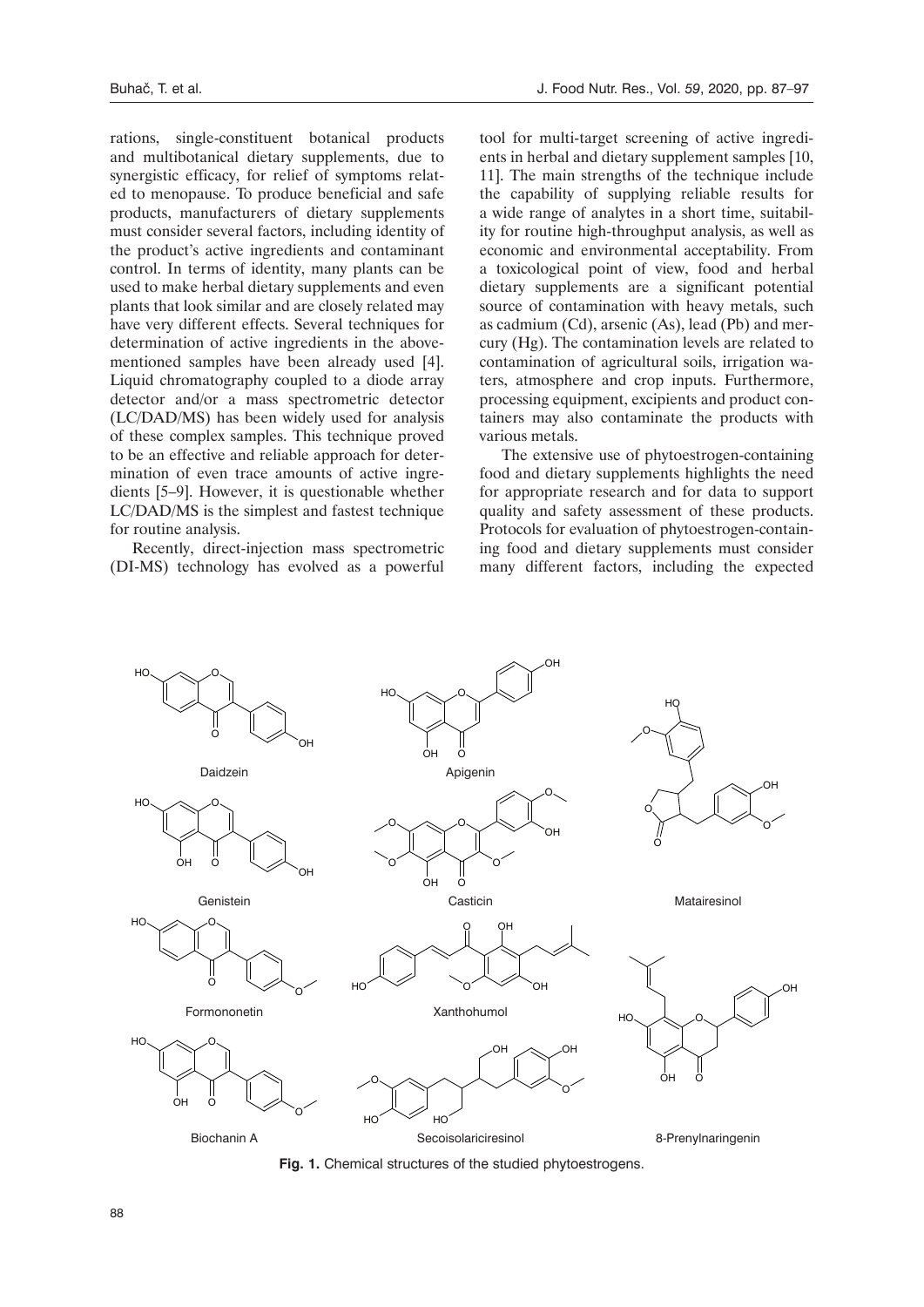rations, single-constituent botanical products and multibotanical dietary supplements, due to synergistic efficacy, for relief of symptoms related to menopause. To produce beneficial and safe products, manufacturers of dietary supplements must consider several factors, including identity of the product's active ingredients and contaminant control. In terms of identity, many plants can be used to make herbal dietary supplements and even plants that look similar and are closely related may have very different effects. Several techniques for determination of active ingredients in the above-mentioned samples have been already used [4]. Liquid chromatography coupled to a diode array detector and/or a mass spectrometric detector (LC/DAD/MS) has been widely used for analysis of these complex samples. This technique proved to be an effective and reliable approach for determination of even trace amounts of active ingredients [5–9]. However, it is questionable whether LC/DAD/MS is the simplest and fastest technique for routine analysis.

Recently, direct-injection mass spectrometric (DI-MS) technology has evolved as a powerful tool for multi-target screening of active ingredients in herbal and dietary supplement samples [10, 11]. The main strengths of the technique include the capability of supplying reliable results for a wide range of analytes in a short time, suitability for routine high-throughput analysis, as well as economic and environmental acceptability. From a toxicological point of view, food and herbal dietary supplements are a significant potential source of contamination with heavy metals, such as cadmium (Cd), arsenic (As), lead (Pb) and mercury (Hg). The contamination levels are related to contamination of agricultural soils, irrigation waters, atmosphere and crop inputs. Furthermore, processing equipment, excipients and product containers may also contaminate the products with various metals.

The extensive use of phytoestrogen-containing food and dietary supplements highlights the need for appropriate research and for data to support quality and safety assessment of these products. Protocols for evaluation of phytoestrogen-containing food and dietary supplements must consider many different factors, including the expected

Daidzein, Apigenin, Matairesinol, Genistein, Casticin, Formononetin, Xanthohumol, 8-Prenylnaringenin, Biochanin A, Secoisolariciresinol

**Fig. 1.** Chemical structures of the studied phytoestrogens.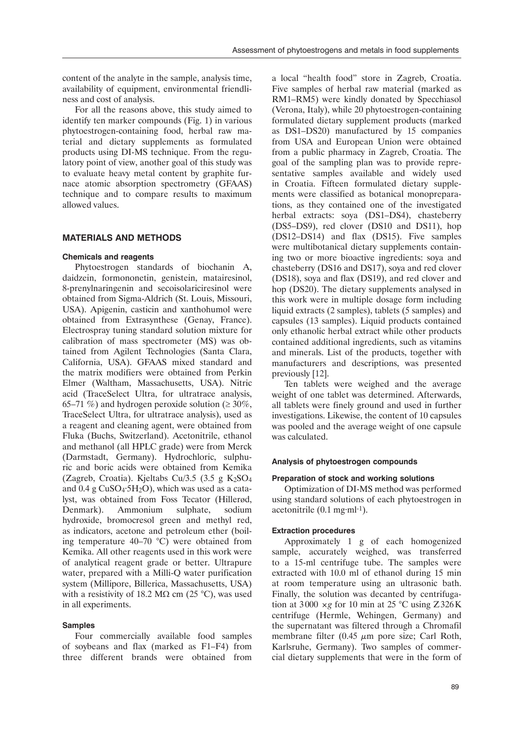content of the analyte in the sample, analysis time, availability of equipment, environmental friendliness and cost of analysis.

For all the reasons above, this study aimed to identify ten marker compounds (Fig. 1) in various phytoestrogen-containing food, herbal raw material and dietary supplements as formulated products using DI-MS technique. From the regulatory point of view, another goal of this study was to evaluate heavy metal content by graphite furnace atomic absorption spectrometry (GFAAS) technique and to compare results to maximum allowed values.

## MATERIALS AND METHODS

### Chemicals and reagents

Phytoestrogen standards of biochanin A, daidzein, formononetin, genistein, matairesinol, 8-prenylnaringenin and secoisolariciresinol were obtained from Sigma-Aldrich (St. Louis, Missouri, USA). Apigenin, casticin and xanthohumol were obtained from Extrasynthese (Genay, France). Electrospray tuning standard solution mixture for calibration of mass spectrometer (MS) was obtained from Agilent Technologies (Santa Clara, California, USA). GFAAS mixed standard and the matrix modifiers were obtained from Perkin Elmer (Waltham, Massachusetts, USA). Nitric acid (TraceSelect Ultra, for ultratrace analysis, 65–71 %) and hydrogen peroxide solution (≥ 30%, TraceSelect Ultra, for ultratrace analysis), used as a reagent and cleaning agent, were obtained from Fluka (Buchs, Switzerland). Acetonitrile, ethanol and methanol (all HPLC grade) were from Merck (Darmstadt, Germany). Hydrochloric, sulphuric and boric acids were obtained from Kemika (Zagreb, Croatia). Kjeltabs Cu/3.5 (3.5 g $K_2SO_4$ and 0.4 g $CuSO_4 \cdot 5H_2O$), which was used as a catalyst, was obtained from Foss Tecator (Hillerød, Denmark). Ammonium sulphate, sodium hydroxide, bromocresol green and methyl red, as indicators, acetone and petroleum ether (boiling temperature 40–70 °C) were obtained from Kemika. All other reagents used in this work were of analytical reagent grade or better. Ultrapure water, prepared with a Milli-Q water purification system (Millipore, Billerica, Massachusetts, USA) with a resistivity of 18.2 MΩ cm (25 °C), was used in all experiments.

### Samples

Four commercially available food samples of soybeans and flax (marked as F1–F4) from three different brands were obtained from a local "health food" store in Zagreb, Croatia. Five samples of herbal raw material (marked as RM1–RM5) were kindly donated by Specchiasol (Verona, Italy), while 20 phytoestrogen-containing formulated dietary supplement products (marked as DS1–DS20) manufactured by 15 companies from USA and European Union were obtained from a public pharmacy in Zagreb, Croatia. The goal of the sampling plan was to provide representative samples available and widely used in Croatia. Fifteen formulated dietary supplements were classified as botanical monopreparations, as they contained one of the investigated herbal extracts: soya (DS1–DS4), chasteberry (DS5–DS9), red clover (DS10 and DS11), hop (DS12–DS14) and flax (DS15). Five samples were multibotanical dietary supplements containing two or more bioactive ingredients: soya and chasteberry (DS16 and DS17), soya and red clover (DS18), soya and flax (DS19), and red clover and hop (DS20). The dietary supplements analysed in this work were in multiple dosage form including liquid extracts (2 samples), tablets (5 samples) and capsules (13 samples). Liquid products contained only ethanolic herbal extract while other products contained additional ingredients, such as vitamins and minerals. List of the products, together with manufacturers and descriptions, was presented previously [12].

Ten tablets were weighed and the average weight of one tablet was determined. Afterwards, all tablets were finely ground and used in further investigations. Likewise, the content of 10 capsules was pooled and the average weight of one capsule was calculated.

### Analysis of phytoestrogen compounds

#### Preparation of stock and working solutions

Optimization of DI-MS method was performed using standard solutions of each phytoestrogen in acetonitrile (0.1 mg·ml$^{-1}$).

#### Extraction procedures

Approximately 1 g of each homogenized sample, accurately weighed, was transferred to a 15-ml centrifuge tube. The samples were extracted with 10.0 ml of ethanol during 15 min at room temperature using an ultrasonic bath. Finally, the solution was decanted by centrifugation at 3000 ×*g* for 10 min at 25 °C using Z326K centrifuge (Hermle, Wehingen, Germany) and the supernatant was filtered through a Chromafil membrane filter (0.45 μm pore size; Carl Roth, Karlsruhe, Germany). Two samples of commercial dietary supplements that were in the form of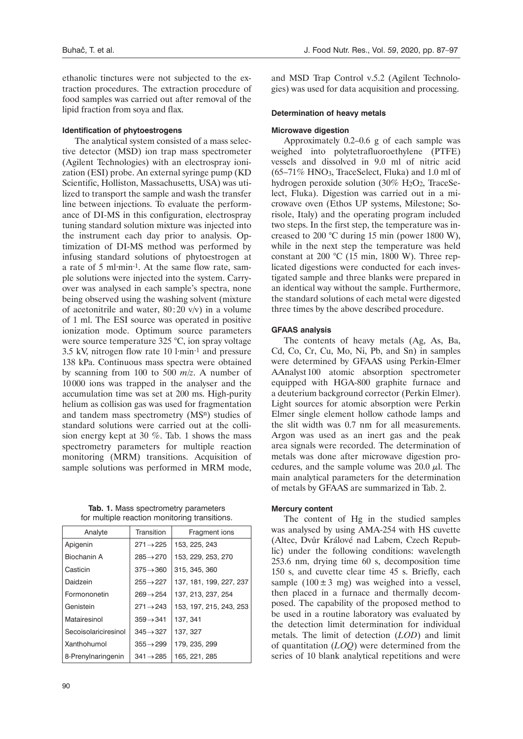ethanolic tinctures were not subjected to the extraction procedures. The extraction procedure of food samples was carried out after removal of the lipid fraction from soya and flax.

#### Identification of phytoestrogens

The analytical system consisted of a mass selective detector (MSD) ion trap mass spectrometer (Agilent Technologies) with an electrospray ionization (ESI) probe. An external syringe pump (KD Scientific, Holliston, Massachusetts, USA) was utilized to transport the sample and wash the transfer line between injections. To evaluate the performance of DI-MS in this configuration, electrospray tuning standard solution mixture was injected into the instrument each day prior to analysis. Optimization of DI-MS method was performed by infusing standard solutions of phytoestrogen at a rate of 5 ml·min$^{-1}$. At the same flow rate, sample solutions were injected into the system. Carry-over was analysed in each sample's spectra, none being observed using the washing solvent (mixture of acetonitrile and water, 80 : 20 v/v) in a volume of 1 ml. The ESI source was operated in positive ionization mode. Optimum source parameters were source temperature 325 °C, ion spray voltage 3.5 kV, nitrogen flow rate 10 l·min$^{-1}$ and pressure 138 kPa. Continuous mass spectra were obtained by scanning from 100 to 500 *m/z*. A number of 10 000 ions was trapped in the analyser and the accumulation time was set at 200 ms. High-purity helium as collision gas was used for fragmentation and tandem mass spectrometry (MS$^n$) studies of standard solutions were carried out at the collision energy kept at 30 %. Tab. 1 shows the mass spectrometry parameters for multiple reaction monitoring (MRM) transitions. Acquisition of sample solutions was performed in MRM mode, and MSD Trap Control v.5.2 (Agilent Technologies) was used for data acquisition and processing.

**Tab. 1.** Mass spectrometry parameters for multiple reaction monitoring transitions.

| Analyte | Transition | Fragment ions |
|---|---|---|
| Apigenin | 271→225 | 153, 225, 243 |
| Biochanin A | 285→270 | 153, 229, 253, 270 |
| Casticin | 375→360 | 315, 345, 360 |
| Daidzein | 255→227 | 137, 181, 199, 227, 237 |
| Formononetin | 269→254 | 137, 213, 237, 254 |
| Genistein | 271→243 | 153, 197, 215, 243, 253 |
| Matairesinol | 359→341 | 137, 341 |
| Secoisolariciresinol | 345→327 | 137, 327 |
| Xanthohumol | 355→299 | 179, 235, 299 |
| 8-Prenylnaringenin | 341→285 | 165, 221, 285 |

#### Determination of heavy metals

#### Microwave digestion

Approximately 0.2–0.6 g of each sample was weighed into polytetrafluoroethylene (PTFE) vessels and dissolved in 9.0 ml of nitric acid (65–71% $HNO_3$, TraceSelect, Fluka) and 1.0 ml of hydrogen peroxide solution (30% $H_2O_2$, TraceSelect, Fluka). Digestion was carried out in a microwave oven (Ethos UP systems, Milestone; Sorisole, Italy) and the operating program included two steps. In the first step, the temperature was increased to 200 °C during 15 min (power 1800 W), while in the next step the temperature was held constant at 200 °C (15 min, 1800 W). Three replicated digestions were conducted for each investigated sample and three blanks were prepared in an identical way without the sample. Furthermore, the standard solutions of each metal were digested three times by the above described procedure.

#### GFAAS analysis

The contents of heavy metals (Ag, As, Ba, Cd, Co, Cr, Cu, Mo, Ni, Pb, and Sn) in samples were determined by GFAAS using Perkin-Elmer AAnalyst 100 atomic absorption spectrometer equipped with HGA-800 graphite furnace and a deuterium background corrector (Perkin Elmer). Light sources for atomic absorption were Perkin Elmer single element hollow cathode lamps and the slit width was 0.7 nm for all measurements. Argon was used as an inert gas and the peak area signals were recorded. The determination of metals was done after microwave digestion procedures, and the sample volume was 20.0 μl. The main analytical parameters for the determination of metals by GFAAS are summarized in Tab. 2.

#### Mercury content

The content of Hg in the studied samples was analysed by using AMA-254 with HS cuvette (Altec, Dvůr Králové nad Labem, Czech Republic) under the following conditions: wavelength 253.6 nm, drying time 60 s, decomposition time 150 s, and cuvette clear time 45 s. Briefly, each sample (100 ± 3 mg) was weighed into a vessel, then placed in a furnace and thermally decomposed. The capability of the proposed method to be used in a routine laboratory was evaluated by the detection limit determination for individual metals. The limit of detection (*LOD*) and limit of quantitation (*LOQ*) were determined from the series of 10 blank analytical repetitions and were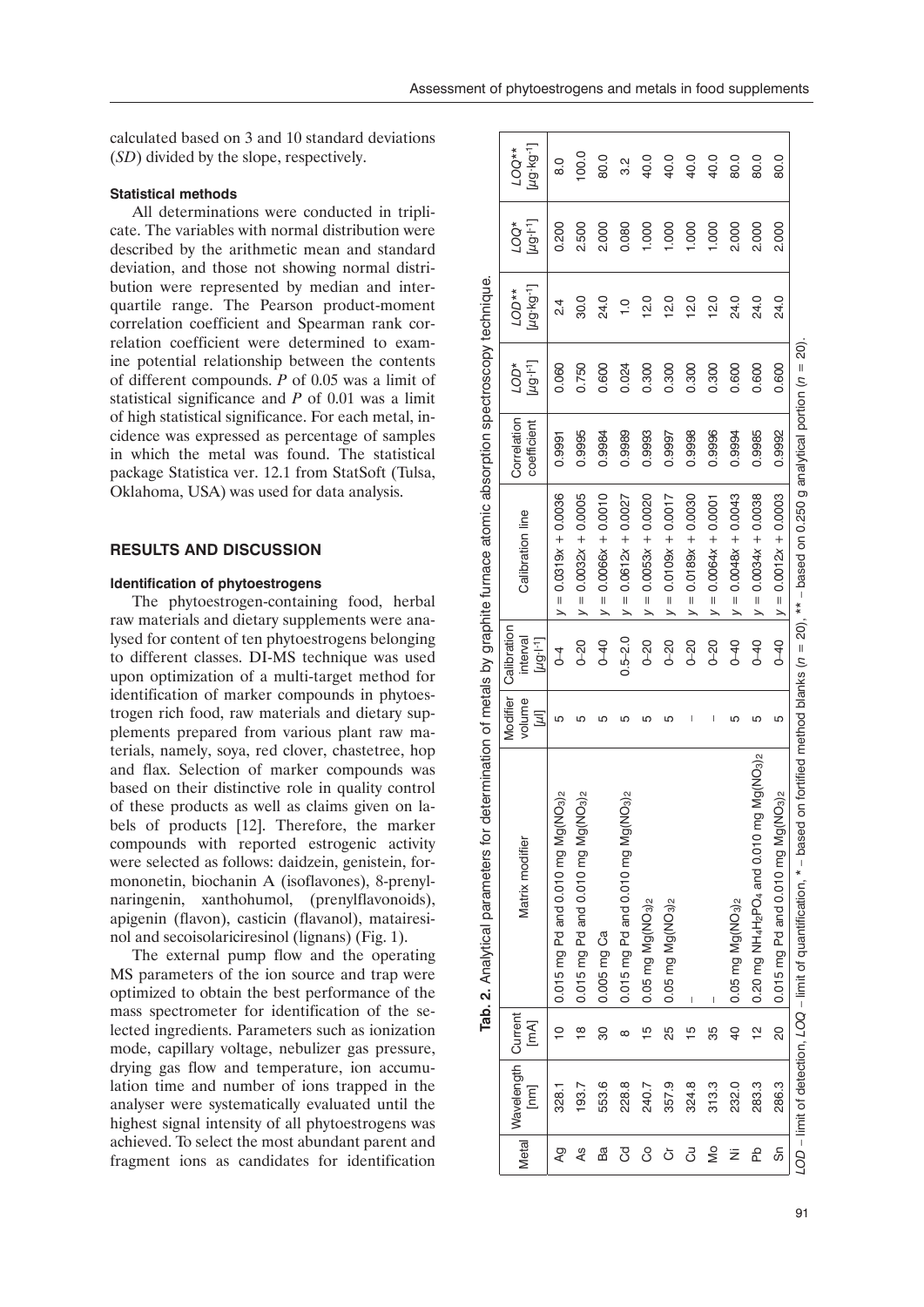calculated based on 3 and 10 standard deviations (*SD*) divided by the slope, respectively.

#### Statistical methods

All determinations were conducted in triplicate. The variables with normal distribution were described by the arithmetic mean and standard deviation, and those not showing normal distribution were represented by median and interquartile range. The Pearson product-moment correlation coefficient and Spearman rank correlation coefficient were determined to examine potential relationship between the contents of different compounds. *P* of 0.05 was a limit of statistical significance and *P* of 0.01 was a limit of high statistical significance. For each metal, incidence was expressed as percentage of samples in which the metal was found. The statistical package Statistica ver. 12.1 from StatSoft (Tulsa, Oklahoma, USA) was used for data analysis.

## RESULTS AND DISCUSSION

#### Identification of phytoestrogens

The phytoestrogen-containing food, herbal raw materials and dietary supplements were analysed for content of ten phytoestrogens belonging to different classes. DI-MS technique was used upon optimization of a multi-target method for identification of marker compounds in phytoestrogen rich food, raw materials and dietary supplements prepared from various plant raw materials, namely, soya, red clover, chastetree, hop and flax. Selection of marker compounds was based on their distinctive role in quality control of these products as well as claims given on labels of products [12]. Therefore, the marker compounds with reported estrogenic activity were selected as follows: daidzein, genistein, formononetin, biochanin A (isoflavones), 8-prenylnaringenin, xanthohumol, (prenylflavonoids), apigenin (flavon), casticin (flavanol), matairesinol and secoisolariciresinol (lignans) (Fig. 1).

The external pump flow and the operating MS parameters of the ion source and trap were optimized to obtain the best performance of the mass spectrometer for identification of the selected ingredients. Parameters such as ionization mode, capillary voltage, nebulizer gas pressure, drying gas flow and temperature, ion accumulation time and number of ions trapped in the analyser were systematically evaluated until the highest signal intensity of all phytoestrogens was achieved. To select the most abundant parent and fragment ions as candidates for identification

**Tab. 2.** Analytical parameters for determination of metals by graphite furnace atomic absorption spectroscopy technique.

| Metal | Wavelength [nm] | Current [mA] | Matrix modifier | Modifier volume [μl] | Calibration interval [μg·l⁻¹] | Calibration line | Correlation coefficient | *LOD** [μg·l⁻¹] | *LOD*** [μg·kg⁻¹] | *LOQ** [μg·l⁻¹] | *LOQ*** [μg·kg⁻¹] |
|---|---|---|---|---|---|---|---|---|---|---|---|
| Ag | 328.1 | 10 | 0.015 mg Pd and 0.010 mg $Mg(NO_3)_2$ | 5 | 0–4 | $y = 0.0319x + 0.0036$ | 0.9991 | 0.060 | 2.4 | 0.200 | 8.0 |
| As | 193.7 | 18 | 0.015 mg Pd and 0.010 mg $Mg(NO_3)_2$ | 5 | 0–20 | $y = 0.0032x + 0.0005$ | 0.9995 | 0.750 | 30.0 | 2.500 | 100.0 |
| Ba | 553.6 | 30 | 0.005 mg Ca | 5 | 0–40 | $y = 0.0066x + 0.0010$ | 0.9984 | 0.600 | 24.0 | 2.000 | 80.0 |
| Cd | 228.8 | 8 | 0.015 mg Pd and 0.010 mg $Mg(NO_3)_2$ | 5 | 0.5–2.0 | $y = 0.0612x + 0.0027$ | 0.9989 | 0.024 | 1.0 | 0.080 | 3.2 |
| Co | 240.7 | 15 | 0.05 mg $Mg(NO_3)_2$ | 5 | 0–20 | $y = 0.0053x + 0.0020$ | 0.9993 | 0.300 | 12.0 | 1.000 | 40.0 |
| Cr | 357.9 | 25 | 0.05 mg $Mg(NO_3)_2$ | 5 | 0–20 | $y = 0.0109x + 0.0017$ | 0.9997 | 0.300 | 12.0 | 1.000 | 40.0 |
| Cu | 324.8 | 15 | – | – | 0–20 | $y = 0.0189x + 0.0030$ | 0.9998 | 0.300 | 12.0 | 1.000 | 40.0 |
| Mo | 313.3 | 35 | – | – | 0–20 | $y = 0.0064x + 0.0001$ | 0.9996 | 0.300 | 12.0 | 1.000 | 40.0 |
| Ni | 232.0 | 40 | 0.05 mg $Mg(NO_3)_2$ | 5 | 0–40 | $y = 0.0048x + 0.0043$ | 0.9994 | 0.600 | 24.0 | 2.000 | 80.0 |
| Pb | 283.3 | 12 | 0.20 mg $NH_4H_2PO_4$ and 0.010 mg $Mg(NO_3)_2$ | 5 | 0–40 | $y = 0.0034x + 0.0038$ | 0.9985 | 0.600 | 24.0 | 2.000 | 80.0 |
| Sn | 286.3 | 20 | 0.015 mg Pd and 0.010 mg $Mg(NO_3)_2$ | 5 | 0–40 | $y = 0.0012x + 0.0003$ | 0.9992 | 0.600 | 24.0 | 2.000 | 80.0 |

*LOD* – limit of detection, *LOQ* – limit of quantification, * – based on fortified method blanks ($n$ = 20), ** – based on 0.250 g analytical portion ($n$ = 20).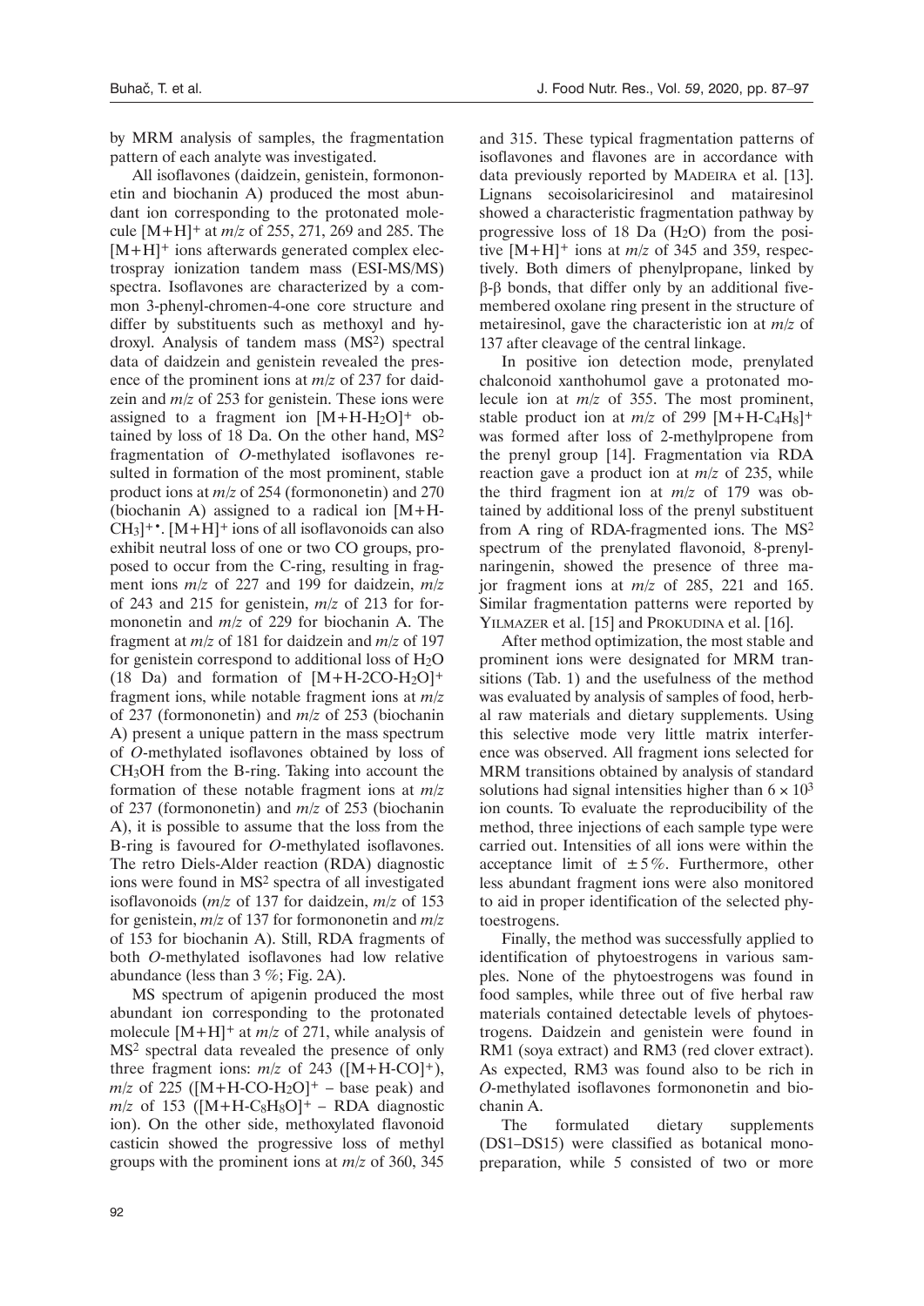by MRM analysis of samples, the fragmentation pattern of each analyte was investigated.

All isoflavones (daidzein, genistein, formononetin and biochanin A) produced the most abundant ion corresponding to the protonated molecule $[M+H]^+$ at *m/z* of 255, 271, 269 and 285. The $[M+H]^+$ ions afterwards generated complex electrospray ionization tandem mass (ESI-MS/MS) spectra. Isoflavones are characterized by a common 3-phenyl-chromen-4-one core structure and differ by substituents such as methoxyl and hydroxyl. Analysis of tandem mass ($MS^2$) spectral data of daidzein and genistein revealed the presence of the prominent ions at *m/z* of 237 for daidzein and *m/z* of 253 for genistein. These ions were assigned to a fragment ion $[M+H\text{-}H_2O]^+$ obtained by loss of 18 Da. On the other hand, $MS^2$ fragmentation of *O*-methylated isoflavones resulted in formation of the most prominent, stable product ions at *m/z* of 254 (formononetin) and 270 (biochanin A) assigned to a radical ion $[M+H\text{-}CH_3]^{+\bullet}$. $[M+H]^+$ ions of all isoflavonoids can also exhibit neutral loss of one or two CO groups, proposed to occur from the C-ring, resulting in fragment ions *m/z* of 227 and 199 for daidzein, *m/z* of 243 and 215 for genistein, *m/z* of 213 for formononetin and *m/z* of 229 for biochanin A. The fragment at *m/z* of 181 for daidzein and *m/z* of 197 for genistein correspond to additional loss of $H_2O$ (18 Da) and formation of $[M+H\text{-}2CO\text{-}H_2O]^+$ fragment ions, while notable fragment ions at *m/z* of 237 (formononetin) and *m/z* of 253 (biochanin A) present a unique pattern in the mass spectrum of *O*-methylated isoflavones obtained by loss of $CH_3OH$ from the B-ring. Taking into account the formation of these notable fragment ions at *m/z* of 237 (formononetin) and *m/z* of 253 (biochanin A), it is possible to assume that the loss from the B-ring is favoured for *O*-methylated isoflavones. The retro Diels-Alder reaction (RDA) diagnostic ions were found in $MS^2$ spectra of all investigated isoflavonoids (*m/z* of 137 for daidzein, *m/z* of 153 for genistein, *m/z* of 137 for formononetin and *m/z* of 153 for biochanin A). Still, RDA fragments of both *O*-methylated isoflavones had low relative abundance (less than 3 %; Fig. 2A).

MS spectrum of apigenin produced the most abundant ion corresponding to the protonated molecule $[M+H]^+$ at *m/z* of 271, while analysis of $MS^2$ spectral data revealed the presence of only three fragment ions: *m/z* of 243 ($[M+H\text{-}CO]^+$), *m/z* of 225 ($[M+H\text{-}CO\text{-}H_2O]^+$ – base peak) and *m/z* of 153 ($[M+H\text{-}C_8H_8O]^+$ – RDA diagnostic ion). On the other side, methoxylated flavonoid casticin showed the progressive loss of methyl groups with the prominent ions at *m/z* of 360, 345 and 315. These typical fragmentation patterns of isoflavones and flavones are in accordance with data previously reported by Madeira et al. [13]. Lignans secoisolariciresinol and matairesinol showed a characteristic fragmentation pathway by progressive loss of 18 Da ($H_2O$) from the positive $[M+H]^+$ ions at *m/z* of 345 and 359, respectively. Both dimers of phenylpropane, linked by β-β bonds, that differ only by an additional five-membered oxolane ring present in the structure of metairesinol, gave the characteristic ion at *m/z* of 137 after cleavage of the central linkage.

In positive ion detection mode, prenylated chalconoid xanthohumol gave a protonated molecule ion at *m/z* of 355. The most prominent, stable product ion at *m/z* of 299 $[M+H\text{-}C_4H_8]^+$ was formed after loss of 2-methylpropene from the prenyl group [14]. Fragmentation via RDA reaction gave a product ion at *m/z* of 235, while the third fragment ion at *m/z* of 179 was obtained by additional loss of the prenyl substituent from A ring of RDA-fragmented ions. The $MS^2$ spectrum of the prenylated flavonoid, 8-prenylnaringenin, showed the presence of three major fragment ions at *m/z* of 285, 221 and 165. Similar fragmentation patterns were reported by Yilmazer et al. [15] and Prokudina et al. [16].

After method optimization, the most stable and prominent ions were designated for MRM transitions (Tab. 1) and the usefulness of the method was evaluated by analysis of samples of food, herbal raw materials and dietary supplements. Using this selective mode very little matrix interference was observed. All fragment ions selected for MRM transitions obtained by analysis of standard solutions had signal intensities higher than $6 \times 10^3$ ion counts. To evaluate the reproducibility of the method, three injections of each sample type were carried out. Intensities of all ions were within the acceptance limit of ±5 %. Furthermore, other less abundant fragment ions were also monitored to aid in proper identification of the selected phytoestrogens.

Finally, the method was successfully applied to identification of phytoestrogens in various samples. None of the phytoestrogens was found in food samples, while three out of five herbal raw materials contained detectable levels of phytoestrogens. Daidzein and genistein were found in RM1 (soya extract) and RM3 (red clover extract). As expected, RM3 was found also to be rich in *O*-methylated isoflavones formononetin and biochanin A.

The formulated dietary supplements (DS1–DS15) were classified as botanical monopreparation, while 5 consisted of two or more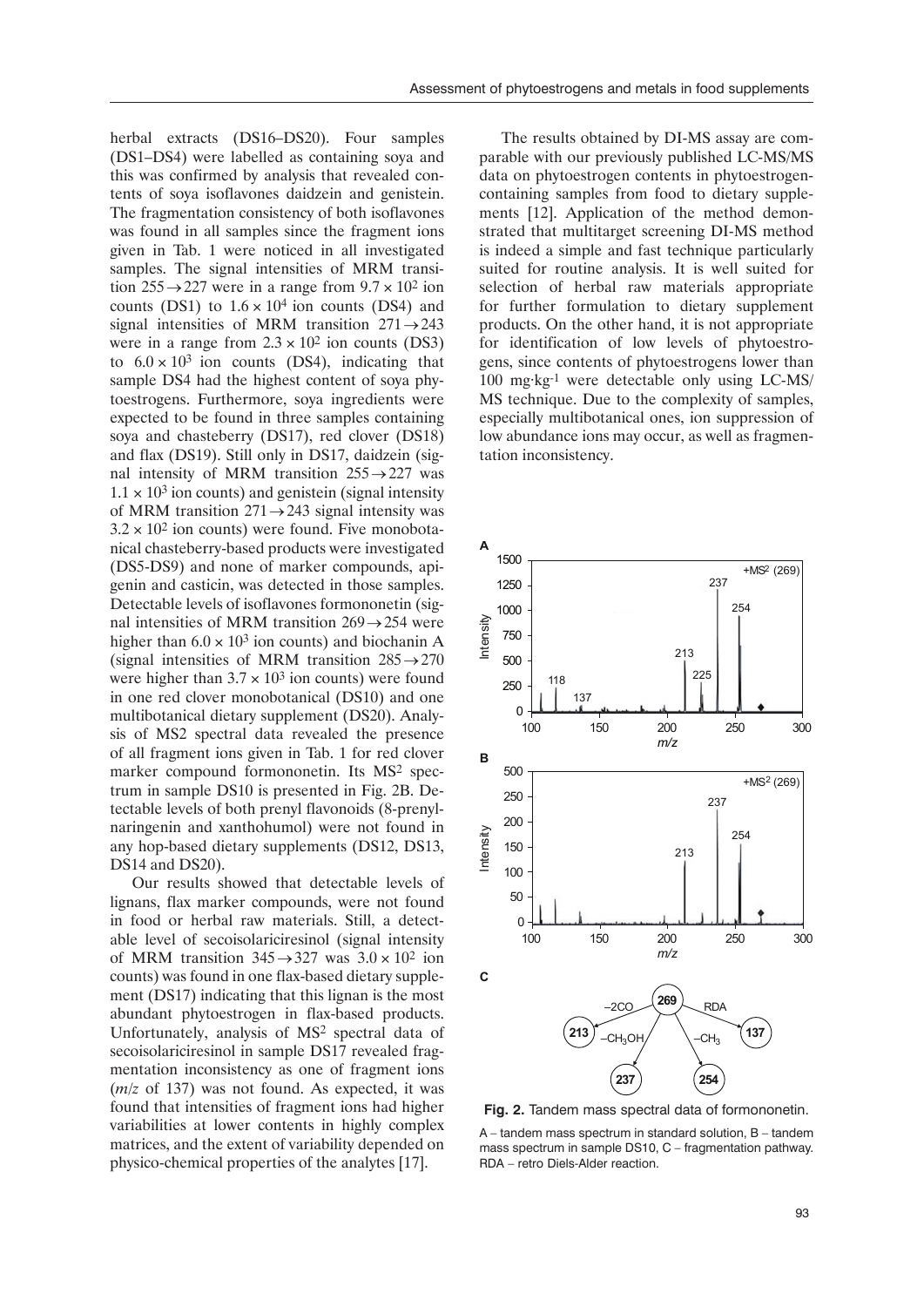herbal extracts (DS16–DS20). Four samples (DS1–DS4) were labelled as containing soya and this was confirmed by analysis that revealed contents of soya isoflavones daidzein and genistein. The fragmentation consistency of both isoflavones was found in all samples since the fragment ions given in Tab. 1 were noticed in all investigated samples. The signal intensities of MRM transition $255 \rightarrow 227$ were in a range from $9.7 \times 10^2$ ion counts (DS1) to $1.6 \times 10^4$ ion counts (DS4) and signal intensities of MRM transition $271 \rightarrow 243$ were in a range from $2.3 \times 10^2$ ion counts (DS3) to $6.0 \times 10^3$ ion counts (DS4), indicating that sample DS4 had the highest content of soya phytoestrogens. Furthermore, soya ingredients were expected to be found in three samples containing soya and chasteberry (DS17), red clover (DS18) and flax (DS19). Still only in DS17, daidzein (signal intensity of MRM transition $255 \rightarrow 227$ was $1.1 \times 10^3$ ion counts) and genistein (signal intensity of MRM transition $271 \rightarrow 243$ signal intensity was $3.2 \times 10^2$ ion counts) were found. Five monobotanical chasteberry-based products were investigated (DS5-DS9) and none of marker compounds, apigenin and casticin, was detected in those samples. Detectable levels of isoflavones formononetin (signal intensities of MRM transition $269 \rightarrow 254$ were higher than $6.0 \times 10^3$ ion counts) and biochanin A (signal intensities of MRM transition $285 \rightarrow 270$ were higher than $3.7 \times 10^3$ ion counts) were found in one red clover monobotanical (DS10) and one multibotanical dietary supplement (DS20). Analysis of MS2 spectral data revealed the presence of all fragment ions given in Tab. 1 for red clover marker compound formononetin. Its $MS^2$ spectrum in sample DS10 is presented in Fig. 2B. Detectable levels of both prenyl flavonoids (8-prenylnaringenin and xanthohumol) were not found in any hop-based dietary supplements (DS12, DS13, DS14 and DS20).

Our results showed that detectable levels of lignans, flax marker compounds, were not found in food or herbal raw materials. Still, a detectable level of secoisolariciresinol (signal intensity of MRM transition $345 \rightarrow 327$ was $3.0 \times 10^2$ ion counts) was found in one flax-based dietary supplement (DS17) indicating that this lignan is the most abundant phytoestrogen in flax-based products. Unfortunately, analysis of $MS^2$ spectral data of secoisolariciresinol in sample DS17 revealed fragmentation inconsistency as one of fragment ions (*m/z* of 137) was not found. As expected, it was found that intensities of fragment ions had higher variabilities at lower contents in highly complex matrices, and the extent of variability depended on physico-chemical properties of the analytes [17].

The results obtained by DI-MS assay are comparable with our previously published LC-MS/MS data on phytoestrogen contents in phytoestrogen-containing samples from food to dietary supplements [12]. Application of the method demonstrated that multitarget screening DI-MS method is indeed a simple and fast technique particularly suited for routine analysis. It is well suited for selection of herbal raw materials appropriate for further formulation to dietary supplement products. On the other hand, it is not appropriate for identification of low levels of phytoestrogens, since contents of phytoestrogens lower than 100 mg·kg-1 were detectable only using LC-MS/MS technique. Due to the complexity of samples, especially multibotanical ones, ion suppression of low abundance ions may occur, as well as fragmentation inconsistency.

**Fig. 2.** Tandem mass spectral data of formononetin.

A – tandem mass spectrum in standard solution, B – tandem mass spectrum in sample DS10, C – fragmentation pathway. RDA – retro Diels-Alder reaction.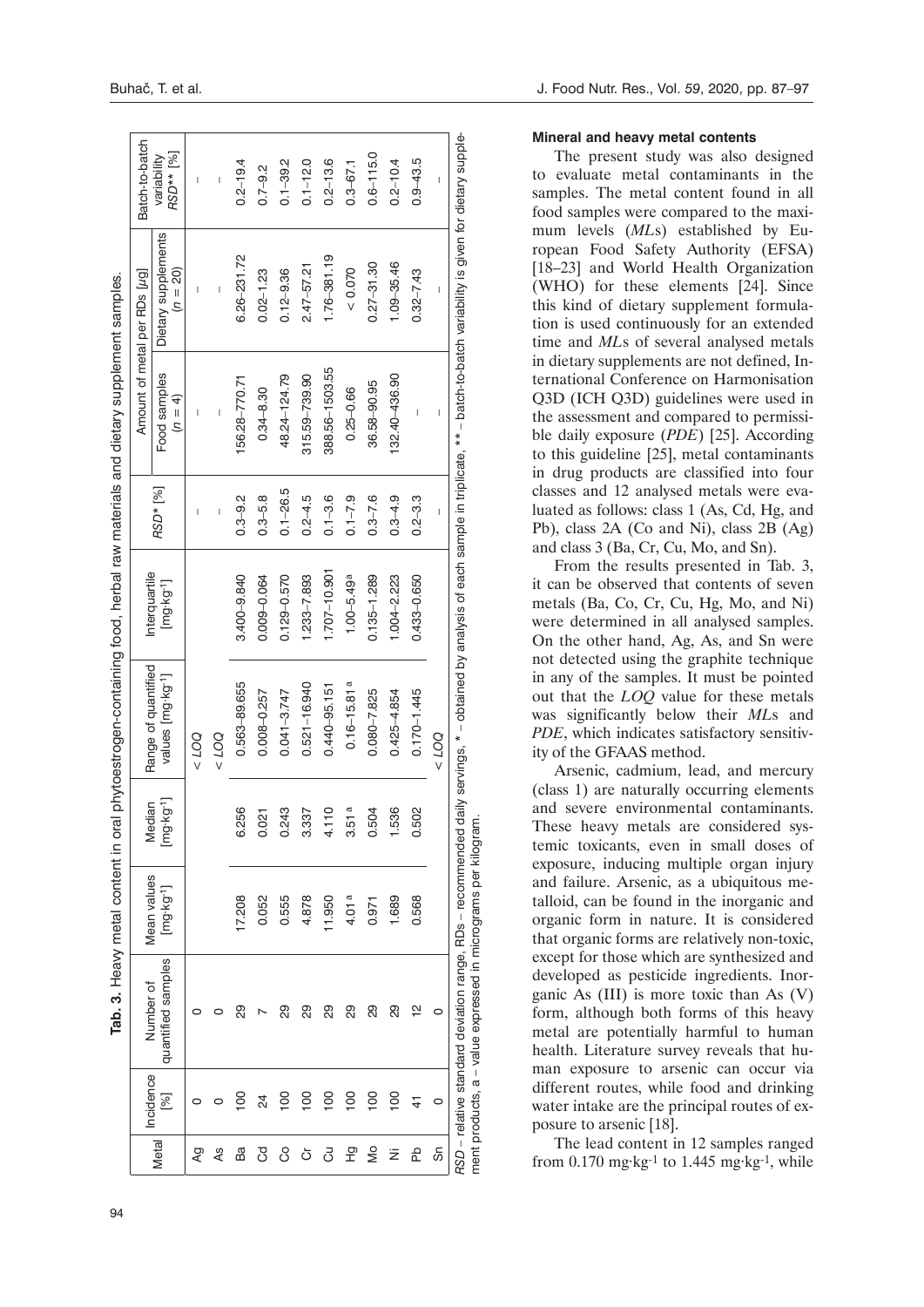**Tab. 3.** Heavy metal content in oral phytoestrogen-containing food, herbal raw materials and dietary supplement samples.

| Metal | Incidence [%] | Number of quantified samples | Mean values [mg·kg-1] | Median [mg·kg-1] | Range of quantified values [mg·kg-1] | Interquartile [mg·kg-1] | RSD* [%] | Amount of metal per RDs [µg] | | Batch-to-batch variability RSD** [%] |
|---|---|---|---|---|---|---|---|---|---|---|
| | | | | | | | | Food samples ($n = 4$) | Dietary supplements ($n = 20$) | |
| Ag | 0 | 0 | | | < LOQ | | – | – | – | – |
| As | 0 | 0 | | | < LOQ | | – | – | – | – |
| Ba | 100 | 29 | 17.208 | 6.256 | 0.563–89.655 | 3.400–9.840 | 0.3–9.2 | 156.28–770.71 | 6.26–231.72 | 0.2–19.4 |
| Cd | 24 | 7 | 0.052 | 0.021 | 0.008–0.257 | 0.009–0.064 | 0.3–5.8 | 0.34–8.30 | 0.02–1.23 | 0.7–9.2 |
| Co | 100 | 29 | 0.555 | 0.243 | 0.041–3.747 | 0.129–0.570 | 0.1–26.5 | 48.24–124.79 | 0.12–9.36 | 0.1–39.2 |
| Cr | 100 | 29 | 4.878 | 3.337 | 0.521–16.940 | 1.233–7.893 | 0.2–4.5 | 315.59–739.90 | 2.47–57.21 | 0.1–12.0 |
| Cu | 100 | 29 | 11.950 | 4.110 | 0.440–95.151 | 1.707–10.901 | 0.1–3.6 | 388.56–1503.55 | 1.76–381.19 | 0.2–13.6 |
| Hg | 100 | 29 | 4.01 [a] | 3.51 [a] | 0.16–15.81 [a] | 1.00–5.49 [a] | 0.1–7.9 | 0.25–0.66 | < 0.070 | 0.3–67.1 |
| Mo | 100 | 29 | 0.971 | 0.504 | 0.080–7.825 | 0.135–1.289 | 0.3–7.6 | 36.58–90.95 | 0.27–31.30 | 0.6–115.0 |
| Ni | 100 | 29 | 1.689 | 1.536 | 0.425–4.854 | 1.004–2.223 | 0.3–4.9 | 132.40–436.90 | 1.09–35.46 | 0.2–10.4 |
| Pb | 41 | 12 | 0.568 | 0.502 | 0.170–1.445 | 0.433–0.650 | 0.2–3.3 | – | 0.32–7.43 | 0.9–43.5 |
| Sn | 0 | 0 | | | < LOQ | | – | – | – | – |

*RSD* – relative standard deviation range, RDs – recommended daily servings, * – obtained by analysis of each sample in triplicate, ** – batch-to-batch variability is given for dietary supplement products, a – value expressed in micrograms per kilogram.

#### Mineral and heavy metal contents

The present study was also designed to evaluate metal contaminants in the samples. The metal content found in all food samples were compared to the maximum levels (*ML*s) established by European Food Safety Authority (EFSA) [18–23] and World Health Organization (WHO) for these elements [24]. Since this kind of dietary supplement formulation is used continuously for an extended time and *ML*s of several analysed metals in dietary supplements are not defined, International Conference on Harmonisation Q3D (ICH Q3D) guidelines were used in the assessment and compared to permissible daily exposure (*PDE*) [25]. According to this guideline [25], metal contaminants in drug products are classified into four classes and 12 analysed metals were evaluated as follows: class 1 (As, Cd, Hg, and Pb), class 2A (Co and Ni), class 2B (Ag) and class 3 (Ba, Cr, Cu, Mo, and Sn).

From the results presented in Tab. 3, it can be observed that contents of seven metals (Ba, Co, Cr, Cu, Hg, Mo, and Ni) were determined in all analysed samples. On the other hand, Ag, As, and Sn were not detected using the graphite technique in any of the samples. It must be pointed out that the *LOQ* value for these metals was significantly below their *ML*s and *PDE*, which indicates satisfactory sensitivity of the GFAAS method.

Arsenic, cadmium, lead, and mercury (class 1) are naturally occurring elements and severe environmental contaminants. These heavy metals are considered systemic toxicants, even in small doses of exposure, inducing multiple organ injury and failure. Arsenic, as a ubiquitous metalloid, can be found in the inorganic and organic form in nature. It is considered that organic forms are relatively non-toxic, except for those which are synthesized and developed as pesticide ingredients. Inorganic As (III) is more toxic than As (V) form, although both forms of this heavy metal are potentially harmful to human health. Literature survey reveals that human exposure to arsenic can occur via different routes, while food and drinking water intake are the principal routes of exposure to arsenic [18].

The lead content in 12 samples ranged from 0.170 mg·kg-1 to 1.445 mg·kg-1, while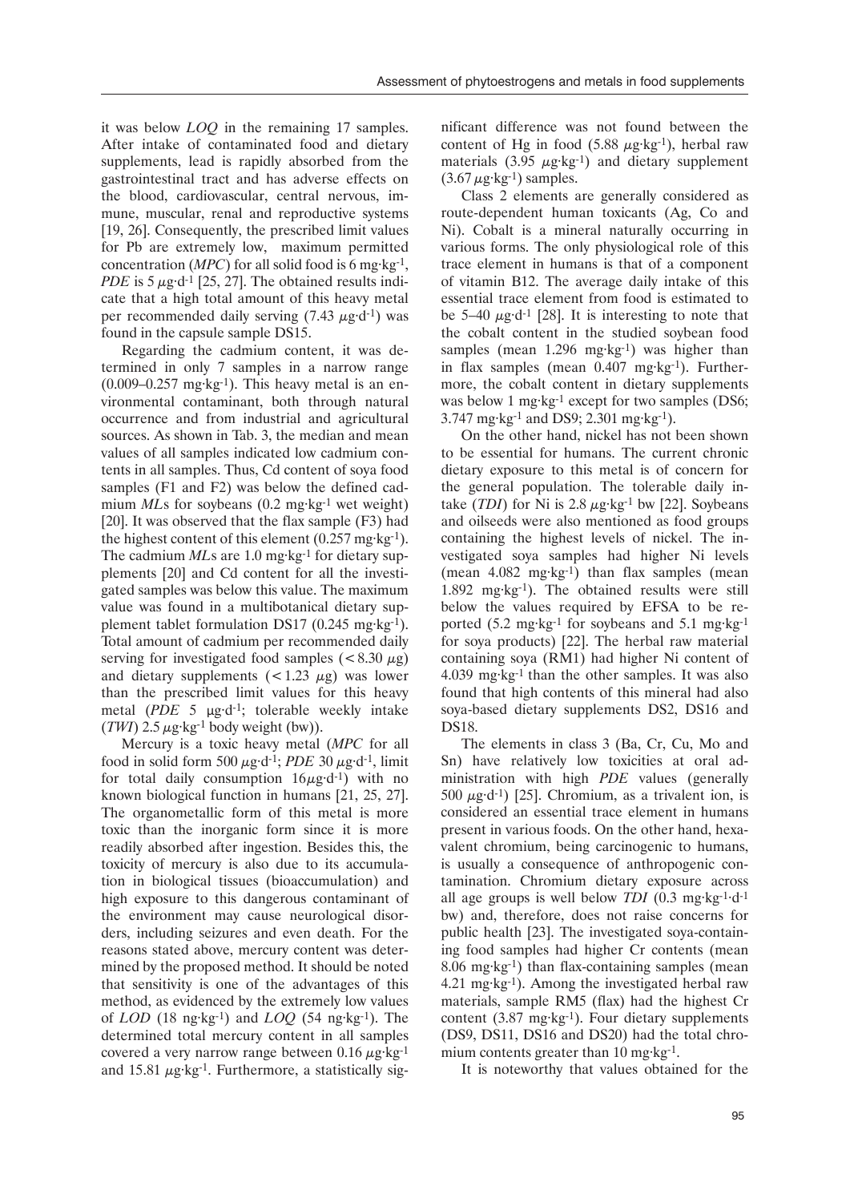it was below *LOQ* in the remaining 17 samples. After intake of contaminated food and dietary supplements, lead is rapidly absorbed from the gastrointestinal tract and has adverse effects on the blood, cardiovascular, central nervous, immune, muscular, renal and reproductive systems [19, 26]. Consequently, the prescribed limit values for Pb are extremely low, maximum permitted concentration (*MPC*) for all solid food is 6 mg·kg$^{-1}$, *PDE* is 5 $\mu$g·d$^{-1}$ [25, 27]. The obtained results indicate that a high total amount of this heavy metal per recommended daily serving (7.43 $\mu$g·d$^{-1}$) was found in the capsule sample DS15.

Regarding the cadmium content, it was determined in only 7 samples in a narrow range (0.009–0.257 mg·kg$^{-1}$). This heavy metal is an environmental contaminant, both through natural occurrence and from industrial and agricultural sources. As shown in Tab. 3, the median and mean values of all samples indicated low cadmium contents in all samples. Thus, Cd content of soya food samples (F1 and F2) was below the defined cadmium *ML*s for soybeans (0.2 mg·kg$^{-1}$ wet weight) [20]. It was observed that the flax sample (F3) had the highest content of this element (0.257 mg·kg$^{-1}$). The cadmium *ML*s are 1.0 mg·kg$^{-1}$ for dietary supplements [20] and Cd content for all the investigated samples was below this value. The maximum value was found in a multibotanical dietary supplement tablet formulation DS17 (0.245 mg·kg$^{-1}$). Total amount of cadmium per recommended daily serving for investigated food samples (< 8.30 $\mu$g) and dietary supplements (< 1.23 $\mu$g) was lower than the prescribed limit values for this heavy metal (*PDE* 5 μg·d$^{-1}$; tolerable weekly intake (*TWI*) 2.5 $\mu$g·kg$^{-1}$ body weight (bw)).

Mercury is a toxic heavy metal (*MPC* for all food in solid form 500 $\mu$g·d$^{-1}$; *PDE* 30 $\mu$g·d$^{-1}$, limit for total daily consumption 16$\mu$g·d$^{-1}$) with no known biological function in humans [21, 25, 27]. The organometallic form of this metal is more toxic than the inorganic form since it is more readily absorbed after ingestion. Besides this, the toxicity of mercury is also due to its accumulation in biological tissues (bioaccumulation) and high exposure to this dangerous contaminant of the environment may cause neurological disorders, including seizures and even death. For the reasons stated above, mercury content was determined by the proposed method. It should be noted that sensitivity is one of the advantages of this method, as evidenced by the extremely low values of *LOD* (18 ng·kg$^{-1}$) and *LOQ* (54 ng·kg$^{-1}$). The determined total mercury content in all samples covered a very narrow range between 0.16 $\mu$g·kg$^{-1}$ and 15.81 $\mu$g·kg$^{-1}$. Furthermore, a statistically significant difference was not found between the content of Hg in food (5.88 $\mu$g·kg$^{-1}$), herbal raw materials (3.95 $\mu$g·kg$^{-1}$) and dietary supplement (3.67 $\mu$g·kg$^{-1}$) samples.

Class 2 elements are generally considered as route-dependent human toxicants (Ag, Co and Ni). Cobalt is a mineral naturally occurring in various forms. The only physiological role of this trace element in humans is that of a component of vitamin B12. The average daily intake of this essential trace element from food is estimated to be 5–40 $\mu$g·d$^{-1}$ [28]. It is interesting to note that the cobalt content in the studied soybean food samples (mean 1.296 mg·kg$^{-1}$) was higher than in flax samples (mean 0.407 mg·kg$^{-1}$). Furthermore, the cobalt content in dietary supplements was below 1 mg·kg$^{-1}$ except for two samples (DS6; 3.747 mg·kg$^{-1}$ and DS9; 2.301 mg·kg$^{-1}$).

On the other hand, nickel has not been shown to be essential for humans. The current chronic dietary exposure to this metal is of concern for the general population. The tolerable daily intake (*TDI*) for Ni is 2.8 $\mu$g·kg$^{-1}$ bw [22]. Soybeans and oilseeds were also mentioned as food groups containing the highest levels of nickel. The investigated soya samples had higher Ni levels (mean 4.082 mg·kg$^{-1}$) than flax samples (mean 1.892 mg·kg$^{-1}$). The obtained results were still below the values required by EFSA to be reported (5.2 mg·kg$^{-1}$ for soybeans and 5.1 mg·kg$^{-1}$ for soya products) [22]. The herbal raw material containing soya (RM1) had higher Ni content of 4.039 mg·kg$^{-1}$ than the other samples. It was also found that high contents of this mineral had also soya-based dietary supplements DS2, DS16 and DS18.

The elements in class 3 (Ba, Cr, Cu, Mo and Sn) have relatively low toxicities at oral administration with high *PDE* values (generally 500 $\mu$g·d$^{-1}$) [25]. Chromium, as a trivalent ion, is considered an essential trace element in humans present in various foods. On the other hand, hexavalent chromium, being carcinogenic to humans, is usually a consequence of anthropogenic contamination. Chromium dietary exposure across all age groups is well below *TDI* (0.3 mg·kg$^{-1}$·d$^{-1}$ bw) and, therefore, does not raise concerns for public health [23]. The investigated soya-containing food samples had higher Cr contents (mean 8.06 mg·kg$^{-1}$) than flax-containing samples (mean 4.21 mg·kg$^{-1}$). Among the investigated herbal raw materials, sample RM5 (flax) had the highest Cr content (3.87 mg·kg$^{-1}$). Four dietary supplements (DS9, DS11, DS16 and DS20) had the total chromium contents greater than 10 mg·kg$^{-1}$.

It is noteworthy that values obtained for the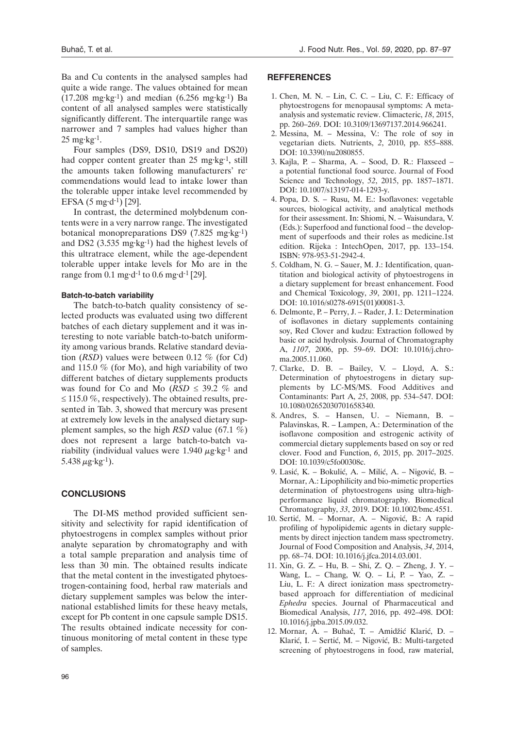Ba and Cu contents in the analysed samples had quite a wide range. The values obtained for mean ($17.208\ mg\cdot kg^{-1}$) and median ($6.256\ mg\cdot kg^{-1}$) Ba content of all analysed samples were statistically significantly different. The interquartile range was narrower and 7 samples had values higher than $25\ mg\cdot kg^{-1}$.

Four samples (DS9, DS10, DS19 and DS20) had copper content greater than $25\ mg\cdot kg^{-1}$, still the amounts taken following manufacturers' recommendations would lead to intake lower than the tolerable upper intake level recommended by EFSA ($5\ mg\cdot d^{-1}$) [29].

In contrast, the determined molybdenum contents were in a very narrow range. The investigated botanical monopreparations DS9 ($7.825\ mg\cdot kg^{-1}$) and DS2 ($3.535\ mg\cdot kg^{-1}$) had the highest levels of this ultratrace element, while the age-dependent tolerable upper intake levels for Mo are in the range from $0.1\ mg\cdot d^{-1}$ to $0.6\ mg\cdot d^{-1}$ [29].

#### Batch-to-batch variability

The batch-to-batch quality consistency of selected products was evaluated using two different batches of each dietary supplement and it was interesting to note variable batch-to-batch uniformity among various brands. Relative standard deviation (*RSD*) values were between 0.12 % (for Cd) and 115.0 % (for Mo), and high variability of two different batches of dietary supplements products was found for Co and Mo ($RSD \leq 39.2$ % and $\leq 115.0$ %, respectively). The obtained results, presented in Tab. 3, showed that mercury was present at extremely low levels in the analysed dietary supplement samples, so the high *RSD* value (67.1 %) does not represent a large batch-to-batch variability (individual values were $1.940\ \mu g\cdot kg^{-1}$ and $5.438\ \mu g\cdot kg^{-1}$).

## CONCLUSIONS

The DI-MS method provided sufficient sensitivity and selectivity for rapid identification of phytoestrogens in complex samples without prior analyte separation by chromatography and with a total sample preparation and analysis time of less than 30 min. The obtained results indicate that the metal content in the investigated phytoestrogen-containing food, herbal raw materials and dietary supplement samples was below the international established limits for these heavy metals, except for Pb content in one capsule sample DS15. The results obtained indicate necessity for continuous monitoring of metal content in these type of samples.

## REFFERENCES

1. Chen, M. N. – Lin, C. C. – Liu, C. F.: Efficacy of phytoestrogens for menopausal symptoms: A meta-analysis and systematic review. Climacteric, *18*, 2015, pp. 260–269. DOI: 10.3109/13697137.2014.966241.
2. Messina, M. – Messina, V.: The role of soy in vegetarian diets. Nutrients, *2*, 2010, pp. 855–888. DOI: 10.3390/nu2080855.
3. Kajla, P. – Sharma, A. – Sood, D. R.: Flaxseed – a potential functional food source. Journal of Food Science and Technology, *52*, 2015, pp. 1857–1871. DOI: 10.1007/s13197-014-1293-y.
4. Popa, D. S. – Rusu, M. E.: Isoflavones: vegetable sources, biological activity, and analytical methods for their assessment. In: Shiomi, N. – Waisundara, V. (Eds.): Superfood and functional food – the development of superfoods and their roles as medicine.1st edition. Rijeka : IntechOpen, 2017, pp. 133–154. ISBN: 978-953-51-2942-4.
5. Coldham, N. G. – Sauer, M. J.: Identification, quantitation and biological activity of phytoestrogens in a dietary supplement for breast enhancement. Food and Chemical Toxicology, *39*, 2001, pp. 1211–1224. DOI: 10.1016/s0278-6915(01)00081-3.
6. Delmonte, P. – Perry, J. – Rader, J. I.: Determination of isoflavones in dietary supplements containing soy, Red Clover and kudzu: Extraction followed by basic or acid hydrolysis. Journal of Chromatography A, *1107*, 2006, pp. 59–69. DOI: 10.1016/j.chroma.2005.11.060.
7. Clarke, D. B. – Bailey, V. – Lloyd, A. S.: Determination of phytoestrogens in dietary supplements by LC-MS/MS. Food Additives and Contaminants: Part A, *25*, 2008, pp. 534–547. DOI: 10.1080/02652030701658340.
8. Andres, S. – Hansen, U. – Niemann, B. – Palavinskas, R. – Lampen, A.: Determination of the isoflavone composition and estrogenic activity of commercial dietary supplements based on soy or red clover. Food and Function, *6*, 2015, pp. 2017–2025. DOI: 10.1039/c5fo00308c.
9. Lasić, K. – Bokulić, A. – Milić, A. – Nigović, B. – Mornar, A.: Lipophilicity and bio-mimetic properties determination of phytoestrogens using ultra-high-performance liquid chromatography. Biomedical Chromatography, *33*, 2019. DOI: 10.1002/bmc.4551.
10. Sertić, M. – Mornar, A. – Nigović, B.: A rapid profiling of hypolipidemic agents in dietary supplements by direct injection tandem mass spectrometry. Journal of Food Composition and Analysis, *34*, 2014, pp. 68–74. DOI: 10.1016/j.jfca.2014.03.001.
11. Xin, G. Z. – Hu, B. – Shi, Z. Q. – Zheng, J. Y. – Wang, L. – Chang, W. Q. – Li, P. – Yao, Z. – Liu, L. F.: A direct ionization mass spectrometry-based approach for differentiation of medicinal *Ephedra* species. Journal of Pharmaceutical and Biomedical Analysis, *117*, 2016, pp. 492–498. DOI: 10.1016/j.jpba.2015.09.032.
12. Mornar, A. – Buhač, T. – Amidžić Klarić, D. – Klarić, I. – Sertić, M. – Nigović, B.: Multi-targeted screening of phytoestrogens in food, raw material,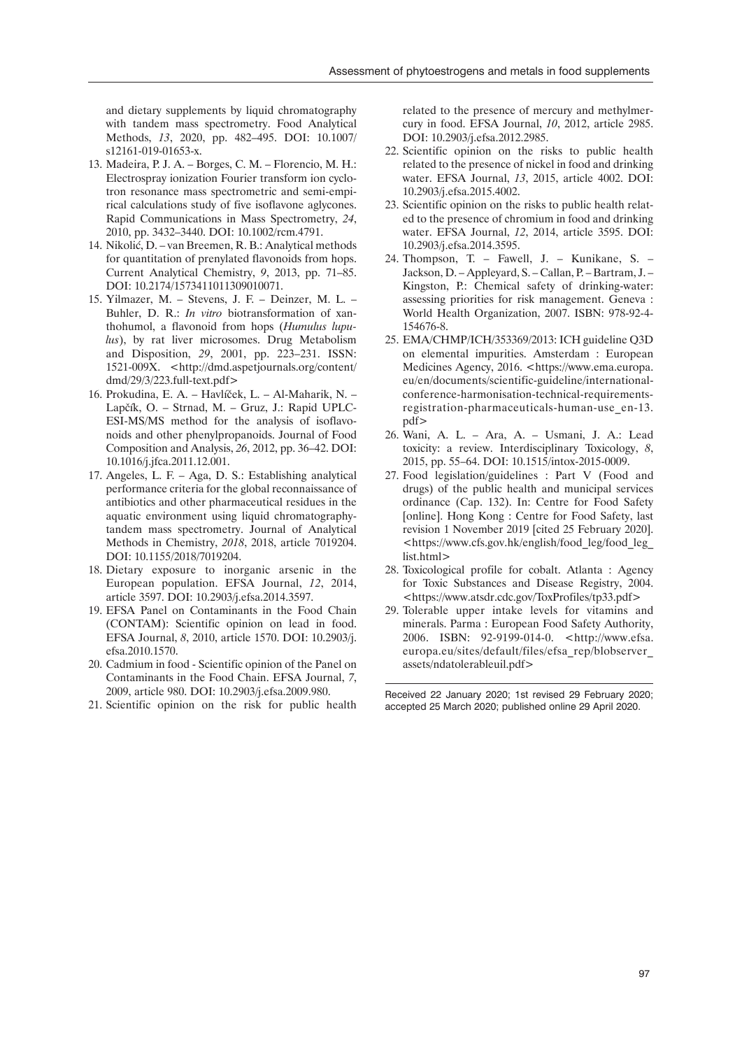and dietary supplements by liquid chromatography with tandem mass spectrometry. Food Analytical Methods, *13*, 2020, pp. 482–495. DOI: 10.1007/s12161-019-01653-x.

13. Madeira, P. J. A. – Borges, C. M. – Florencio, M. H.: Electrospray ionization Fourier transform ion cyclotron resonance mass spectrometric and semi-empirical calculations study of five isoflavone aglycones. Rapid Communications in Mass Spectrometry, *24*, 2010, pp. 3432–3440. DOI: 10.1002/rcm.4791.
14. Nikolić, D. – van Breemen, R. B.: Analytical methods for quantitation of prenylated flavonoids from hops. Current Analytical Chemistry, *9*, 2013, pp. 71–85. DOI: 10.2174/1573411011309010071.
15. Yilmazer, M. – Stevens, J. F. – Deinzer, M. L. – Buhler, D. R.: *In vitro* biotransformation of xanthohumol, a flavonoid from hops (*Humulus lupulus*), by rat liver microsomes. Drug Metabolism and Disposition, *29*, 2001, pp. 223–231. ISSN: 1521-009X. <http://dmd.aspetjournals.org/content/dmd/29/3/223.full-text.pdf>
16. Prokudina, E. A. – Havlíček, L. – Al-Maharik, N. – Lapčík, O. – Strnad, M. – Gruz, J.: Rapid UPLC-ESI-MS/MS method for the analysis of isoflavonoids and other phenylpropanoids. Journal of Food Composition and Analysis, *26*, 2012, pp. 36–42. DOI: 10.1016/j.jfca.2011.12.001.
17. Angeles, L. F. – Aga, D. S.: Establishing analytical performance criteria for the global reconnaissance of antibiotics and other pharmaceutical residues in the aquatic environment using liquid chromatography-tandem mass spectrometry. Journal of Analytical Methods in Chemistry, *2018*, 2018, article 7019204. DOI: 10.1155/2018/7019204.
18. Dietary exposure to inorganic arsenic in the European population. EFSA Journal, *12*, 2014, article 3597. DOI: 10.2903/j.efsa.2014.3597.
19. EFSA Panel on Contaminants in the Food Chain (CONTAM): Scientific opinion on lead in food. EFSA Journal, *8*, 2010, article 1570. DOI: 10.2903/j.efsa.2010.1570.
20. Cadmium in food - Scientific opinion of the Panel on Contaminants in the Food Chain. EFSA Journal, *7*, 2009, article 980. DOI: 10.2903/j.efsa.2009.980.
21. Scientific opinion on the risk for public health related to the presence of mercury and methylmercury in food. EFSA Journal, *10*, 2012, article 2985. DOI: 10.2903/j.efsa.2012.2985.
22. Scientific opinion on the risks to public health related to the presence of nickel in food and drinking water. EFSA Journal, *13*, 2015, article 4002. DOI: 10.2903/j.efsa.2015.4002.
23. Scientific opinion on the risks to public health related to the presence of chromium in food and drinking water. EFSA Journal, *12*, 2014, article 3595. DOI: 10.2903/j.efsa.2014.3595.
24. Thompson, T. – Fawell, J. – Kunikane, S. – Jackson, D. – Appleyard, S. – Callan, P. – Bartram, J. – Kingston, P.: Chemical safety of drinking-water: assessing priorities for risk management. Geneva : World Health Organization, 2007. ISBN: 978-92-4-154676-8.
25. EMA/CHMP/ICH/353369/2013: ICH guideline Q3D on elemental impurities. Amsterdam : European Medicines Agency, 2016. <https://www.ema.europa.eu/en/documents/scientific-guideline/international-conference-harmonisation-technical-requirements-registration-pharmaceuticals-human-use_en-13.pdf>
26. Wani, A. L. – Ara, A. – Usmani, J. A.: Lead toxicity: a review. Interdisciplinary Toxicology, *8*, 2015, pp. 55–64. DOI: 10.1515/intox-2015-0009.
27. Food legislation/guidelines : Part V (Food and drugs) of the public health and municipal services ordinance (Cap. 132). In: Centre for Food Safety [online]. Hong Kong : Centre for Food Safety, last revision 1 November 2019 [cited 25 February 2020]. <https://www.cfs.gov.hk/english/food_leg/food_leg_list.html>
28. Toxicological profile for cobalt. Atlanta : Agency for Toxic Substances and Disease Registry, 2004. <https://www.atsdr.cdc.gov/ToxProfiles/tp33.pdf>
29. Tolerable upper intake levels for vitamins and minerals. Parma : European Food Safety Authority, 2006. ISBN: 92-9199-014-0. <http://www.efsa.europa.eu/sites/default/files/efsa_rep/blobserver_assets/ndatolerableuil.pdf>

---

Received 22 January 2020; 1st revised 29 February 2020; accepted 25 March 2020; published online 29 April 2020.